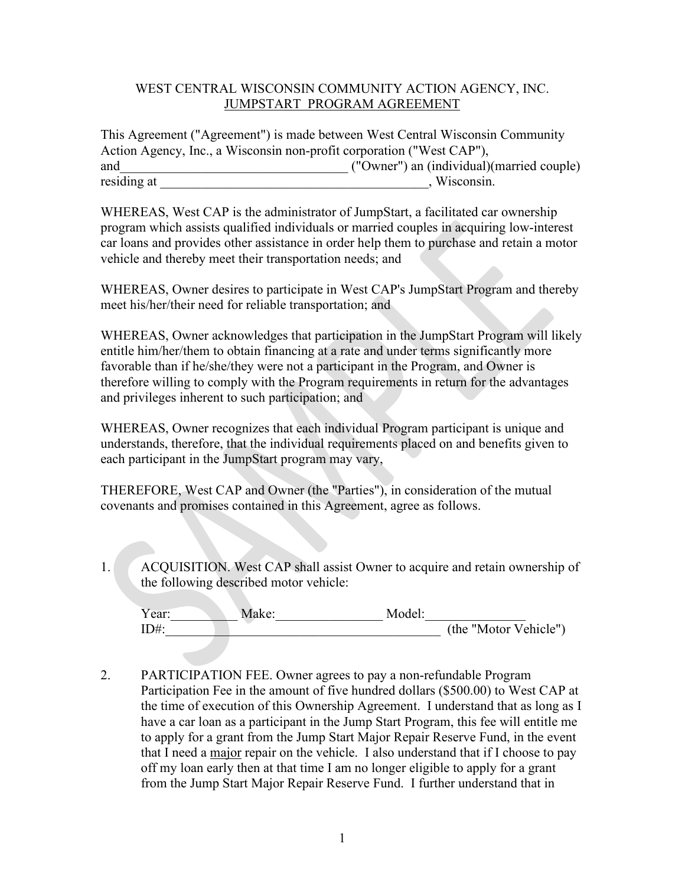WEST CENTRAL WISCONSIN COMMUNITY ACTION AGENCY, INC.
<u>JUMPSTART PROGRAM AGREEMENT</u>

This Agreement ("Agreement") is made between West Central Wisconsin Community Action Agency, Inc., a Wisconsin non-profit corporation ("West CAP"), and_________________________________ ("Owner") an (individual)(married couple) residing at ________________________________________, Wisconsin.

WHEREAS, West CAP is the administrator of JumpStart, a facilitated car ownership program which assists qualified individuals or married couples in acquiring low-interest car loans and provides other assistance in order help them to purchase and retain a motor vehicle and thereby meet their transportation needs; and

WHEREAS, Owner desires to participate in West CAP's JumpStart Program and thereby meet his/her/their need for reliable transportation; and

WHEREAS, Owner acknowledges that participation in the JumpStart Program will likely entitle him/her/them to obtain financing at a rate and under terms significantly more favorable than if he/she/they were not a participant in the Program, and Owner is therefore willing to comply with the Program requirements in return for the advantages and privileges inherent to such participation; and

WHEREAS, Owner recognizes that each individual Program participant is unique and understands, therefore, that the individual requirements placed on and benefits given to each participant in the JumpStart program may vary,

THEREFORE, West CAP and Owner (the "Parties"), in consideration of the mutual covenants and promises contained in this Agreement, agree as follows.

1. ACQUISITION. West CAP shall assist Owner to acquire and retain ownership of the following described motor vehicle:

   Year:__________ Make:________________ Model:_______________
   ID#:__________________________________________ (the "Motor Vehicle")

2. PARTICIPATION FEE. Owner agrees to pay a non-refundable Program Participation Fee in the amount of five hundred dollars ($500.00) to West CAP at the time of execution of this Ownership Agreement. I understand that as long as I have a car loan as a participant in the Jump Start Program, this fee will entitle me to apply for a grant from the Jump Start Major Repair Reserve Fund, in the event that I need a <u>major</u> repair on the vehicle. I also understand that if I choose to pay off my loan early then at that time I am no longer eligible to apply for a grant from the Jump Start Major Repair Reserve Fund. I further understand that in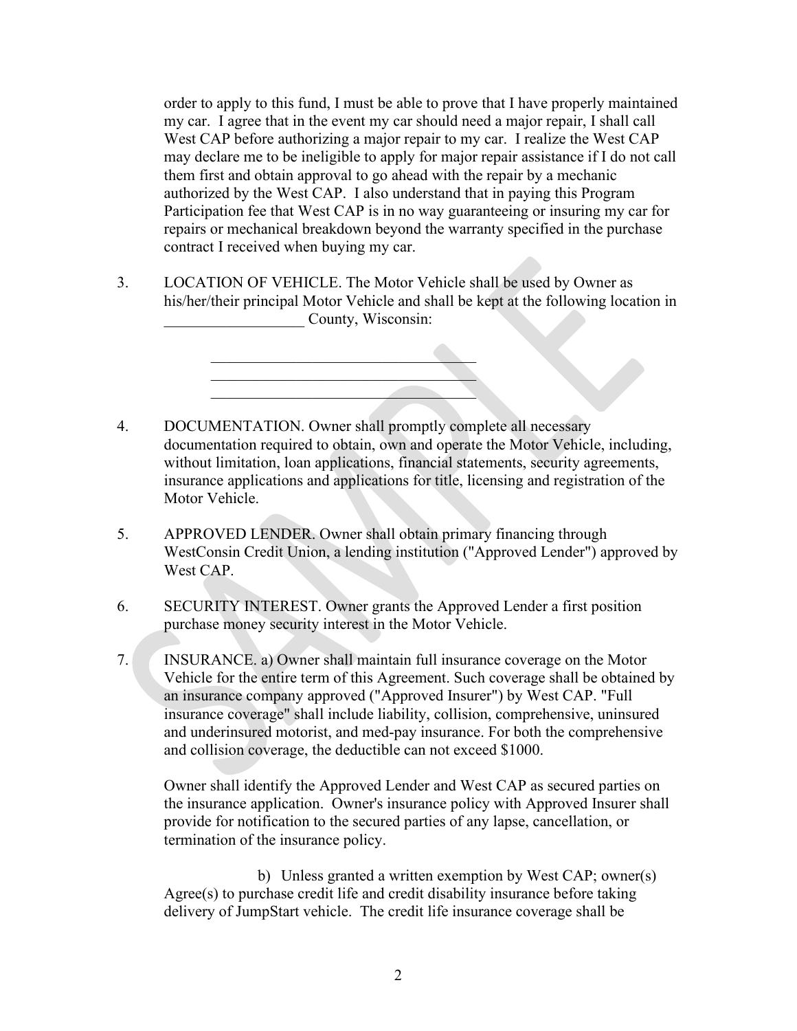order to apply to this fund, I must be able to prove that I have properly maintained my car. I agree that in the event my car should need a major repair, I shall call West CAP before authorizing a major repair to my car. I realize the West CAP may declare me to be ineligible to apply for major repair assistance if I do not call them first and obtain approval to go ahead with the repair by a mechanic authorized by the West CAP. I also understand that in paying this Program Participation fee that West CAP is in no way guaranteeing or insuring my car for repairs or mechanical breakdown beyond the warranty specified in the purchase contract I received when buying my car.

3. LOCATION OF VEHICLE. The Motor Vehicle shall be used by Owner as his/her/their principal Motor Vehicle and shall be kept at the following location in __________________ County, Wisconsin:

   ___________________________________
   ___________________________________
   ___________________________________

4. DOCUMENTATION. Owner shall promptly complete all necessary documentation required to obtain, own and operate the Motor Vehicle, including, without limitation, loan applications, financial statements, security agreements, insurance applications and applications for title, licensing and registration of the Motor Vehicle.

5. APPROVED LENDER. Owner shall obtain primary financing through WestConsin Credit Union, a lending institution ("Approved Lender") approved by West CAP.

6. SECURITY INTEREST. Owner grants the Approved Lender a first position purchase money security interest in the Motor Vehicle.

7. INSURANCE. a) Owner shall maintain full insurance coverage on the Motor Vehicle for the entire term of this Agreement. Such coverage shall be obtained by an insurance company approved ("Approved Insurer") by West CAP. "Full insurance coverage" shall include liability, collision, comprehensive, uninsured and underinsured motorist, and med-pay insurance. For both the comprehensive and collision coverage, the deductible can not exceed $1000.

   Owner shall identify the Approved Lender and West CAP as secured parties on the insurance application. Owner's insurance policy with Approved Insurer shall provide for notification to the secured parties of any lapse, cancellation, or termination of the insurance policy.

   b) Unless granted a written exemption by West CAP; owner(s) Agree(s) to purchase credit life and credit disability insurance before taking delivery of JumpStart vehicle. The credit life insurance coverage shall be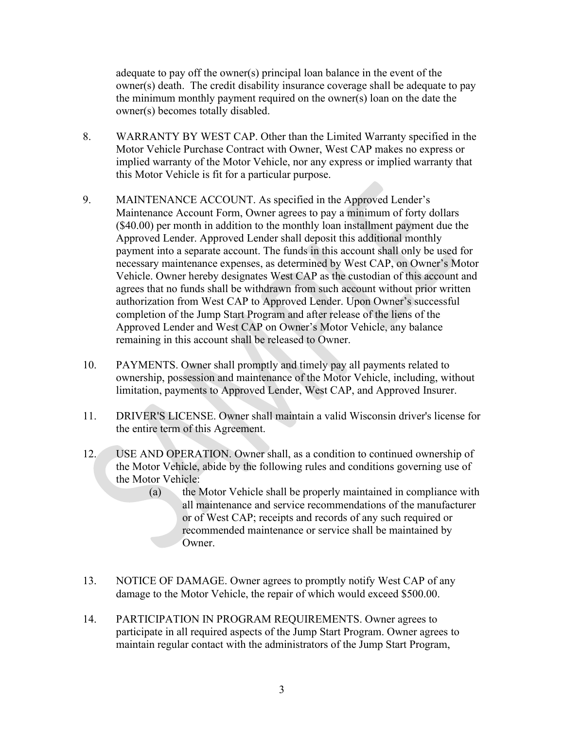adequate to pay off the owner(s) principal loan balance in the event of the owner(s) death. The credit disability insurance coverage shall be adequate to pay the minimum monthly payment required on the owner(s) loan on the date the owner(s) becomes totally disabled.

8. WARRANTY BY WEST CAP. Other than the Limited Warranty specified in the Motor Vehicle Purchase Contract with Owner, West CAP makes no express or implied warranty of the Motor Vehicle, nor any express or implied warranty that this Motor Vehicle is fit for a particular purpose.

9. MAINTENANCE ACCOUNT. As specified in the Approved Lender's Maintenance Account Form, Owner agrees to pay a minimum of forty dollars ($40.00) per month in addition to the monthly loan installment payment due the Approved Lender. Approved Lender shall deposit this additional monthly payment into a separate account. The funds in this account shall only be used for necessary maintenance expenses, as determined by West CAP, on Owner's Motor Vehicle. Owner hereby designates West CAP as the custodian of this account and agrees that no funds shall be withdrawn from such account without prior written authorization from West CAP to Approved Lender. Upon Owner's successful completion of the Jump Start Program and after release of the liens of the Approved Lender and West CAP on Owner's Motor Vehicle, any balance remaining in this account shall be released to Owner.

10. PAYMENTS. Owner shall promptly and timely pay all payments related to ownership, possession and maintenance of the Motor Vehicle, including, without limitation, payments to Approved Lender, West CAP, and Approved Insurer.

11. DRIVER'S LICENSE. Owner shall maintain a valid Wisconsin driver's license for the entire term of this Agreement.

12. USE AND OPERATION. Owner shall, as a condition to continued ownership of the Motor Vehicle, abide by the following rules and conditions governing use of the Motor Vehicle:

    (a) the Motor Vehicle shall be properly maintained in compliance with all maintenance and service recommendations of the manufacturer or of West CAP; receipts and records of any such required or recommended maintenance or service shall be maintained by Owner.

13. NOTICE OF DAMAGE. Owner agrees to promptly notify West CAP of any damage to the Motor Vehicle, the repair of which would exceed $500.00.

14. PARTICIPATION IN PROGRAM REQUIREMENTS. Owner agrees to participate in all required aspects of the Jump Start Program. Owner agrees to maintain regular contact with the administrators of the Jump Start Program,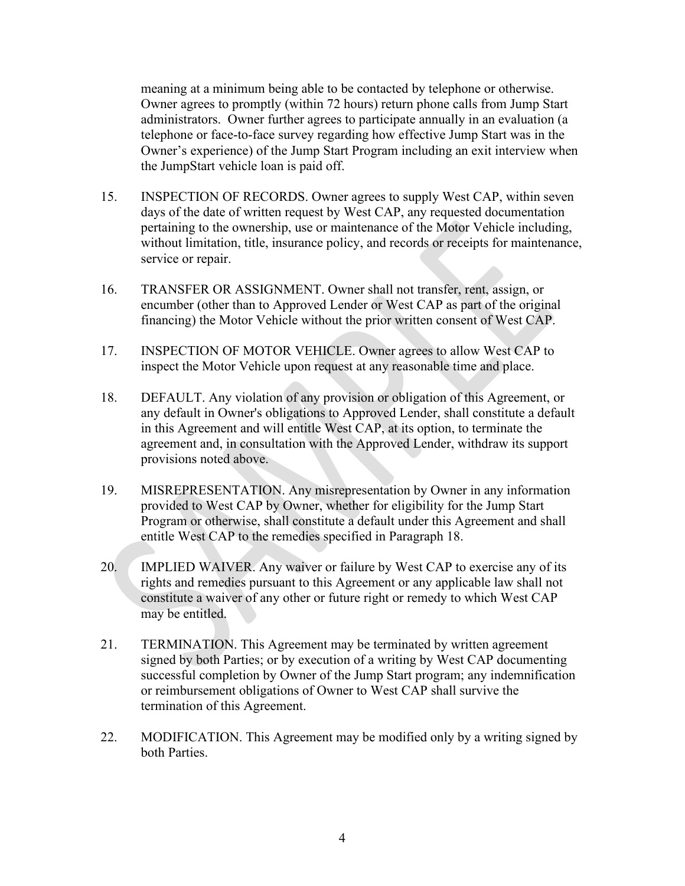meaning at a minimum being able to be contacted by telephone or otherwise. Owner agrees to promptly (within 72 hours) return phone calls from Jump Start administrators. Owner further agrees to participate annually in an evaluation (a telephone or face-to-face survey regarding how effective Jump Start was in the Owner's experience) of the Jump Start Program including an exit interview when the JumpStart vehicle loan is paid off.

15. INSPECTION OF RECORDS. Owner agrees to supply West CAP, within seven days of the date of written request by West CAP, any requested documentation pertaining to the ownership, use or maintenance of the Motor Vehicle including, without limitation, title, insurance policy, and records or receipts for maintenance, service or repair.

16. TRANSFER OR ASSIGNMENT. Owner shall not transfer, rent, assign, or encumber (other than to Approved Lender or West CAP as part of the original financing) the Motor Vehicle without the prior written consent of West CAP.

17. INSPECTION OF MOTOR VEHICLE. Owner agrees to allow West CAP to inspect the Motor Vehicle upon request at any reasonable time and place.

18. DEFAULT. Any violation of any provision or obligation of this Agreement, or any default in Owner's obligations to Approved Lender, shall constitute a default in this Agreement and will entitle West CAP, at its option, to terminate the agreement and, in consultation with the Approved Lender, withdraw its support provisions noted above.

19. MISREPRESENTATION. Any misrepresentation by Owner in any information provided to West CAP by Owner, whether for eligibility for the Jump Start Program or otherwise, shall constitute a default under this Agreement and shall entitle West CAP to the remedies specified in Paragraph 18.

20. IMPLIED WAIVER. Any waiver or failure by West CAP to exercise any of its rights and remedies pursuant to this Agreement or any applicable law shall not constitute a waiver of any other or future right or remedy to which West CAP may be entitled.

21. TERMINATION. This Agreement may be terminated by written agreement signed by both Parties; or by execution of a writing by West CAP documenting successful completion by Owner of the Jump Start program; any indemnification or reimbursement obligations of Owner to West CAP shall survive the termination of this Agreement.

22. MODIFICATION. This Agreement may be modified only by a writing signed by both Parties.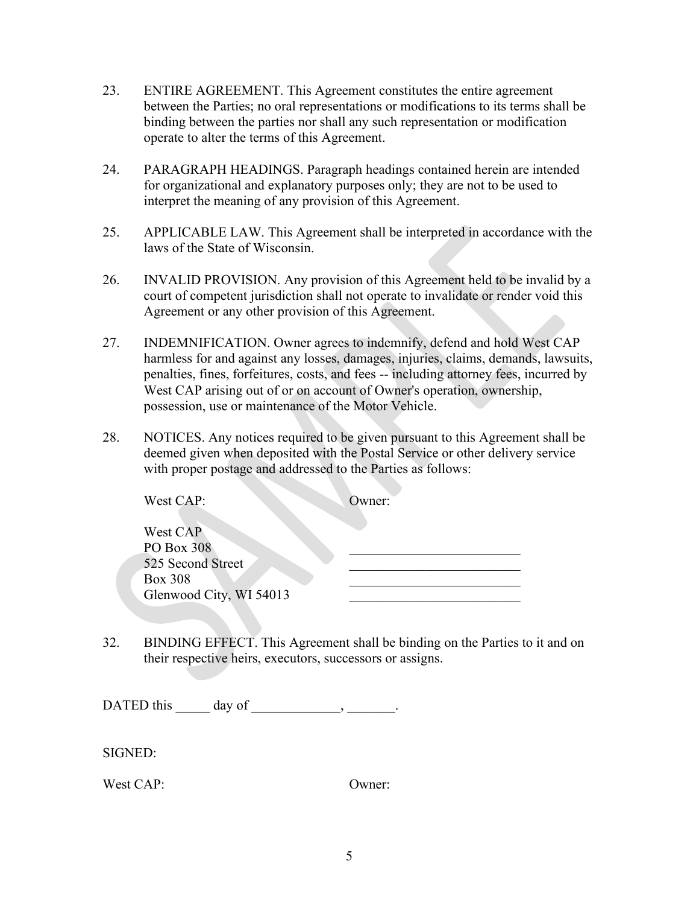23. ENTIRE AGREEMENT. This Agreement constitutes the entire agreement between the Parties; no oral representations or modifications to its terms shall be binding between the parties nor shall any such representation or modification operate to alter the terms of this Agreement.

24. PARAGRAPH HEADINGS. Paragraph headings contained herein are intended for organizational and explanatory purposes only; they are not to be used to interpret the meaning of any provision of this Agreement.

25. APPLICABLE LAW. This Agreement shall be interpreted in accordance with the laws of the State of Wisconsin.

26. INVALID PROVISION. Any provision of this Agreement held to be invalid by a court of competent jurisdiction shall not operate to invalidate or render void this Agreement or any other provision of this Agreement.

27. INDEMNIFICATION. Owner agrees to indemnify, defend and hold West CAP harmless for and against any losses, damages, injuries, claims, demands, lawsuits, penalties, fines, forfeitures, costs, and fees -- including attorney fees, incurred by West CAP arising out of or on account of Owner's operation, ownership, possession, use or maintenance of the Motor Vehicle.

28. NOTICES. Any notices required to be given pursuant to this Agreement shall be deemed given when deposited with the Postal Service or other delivery service with proper postage and addressed to the Parties as follows:

| West CAP: | Owner: |
|---|---|
| West CAP | |
| PO Box 308 | __________________________ |
| 525 Second Street | __________________________ |
| Box 308 | __________________________ |
| Glenwood City, WI 54013 | __________________________ |

32. BINDING EFFECT. This Agreement shall be binding on the Parties to it and on their respective heirs, executors, successors or assigns.

DATED this _____ day of _____________, _______.

SIGNED:

West CAP: Owner: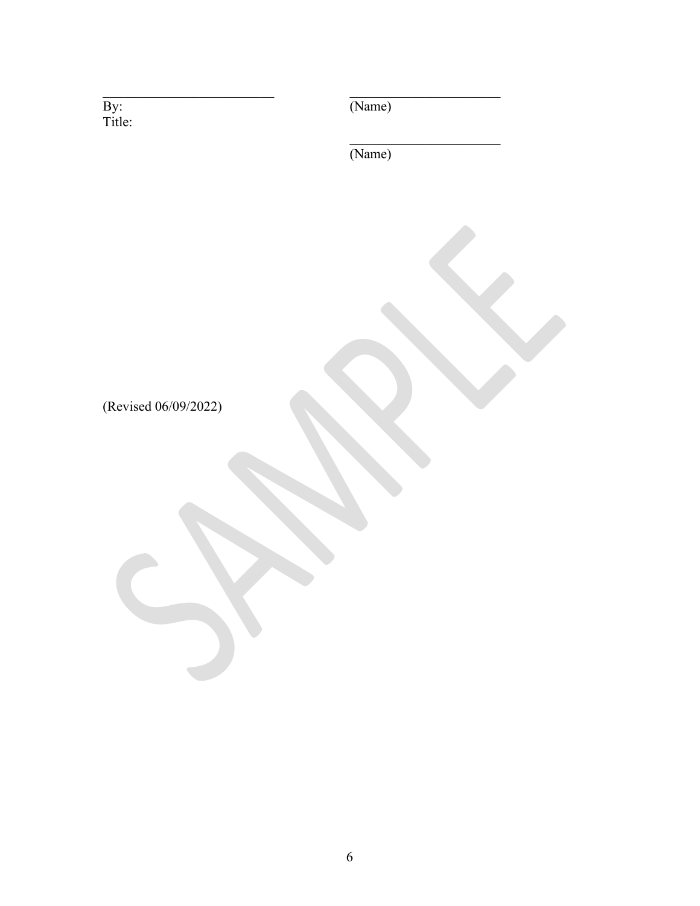\_\_\_\_\_\_\_\_\_\_\_\_\_\_\_\_\_\_\_\_\_\_\_\_\_\_

By:

Title:

\_\_\_\_\_\_\_\_\_\_\_\_\_\_\_\_\_\_\_\_\_\_\_\_\_\_

(Name)

\_\_\_\_\_\_\_\_\_\_\_\_\_\_\_\_\_\_\_\_\_\_\_\_\_\_

(Name)

SAMPLE

(Revised 06/09/2022)